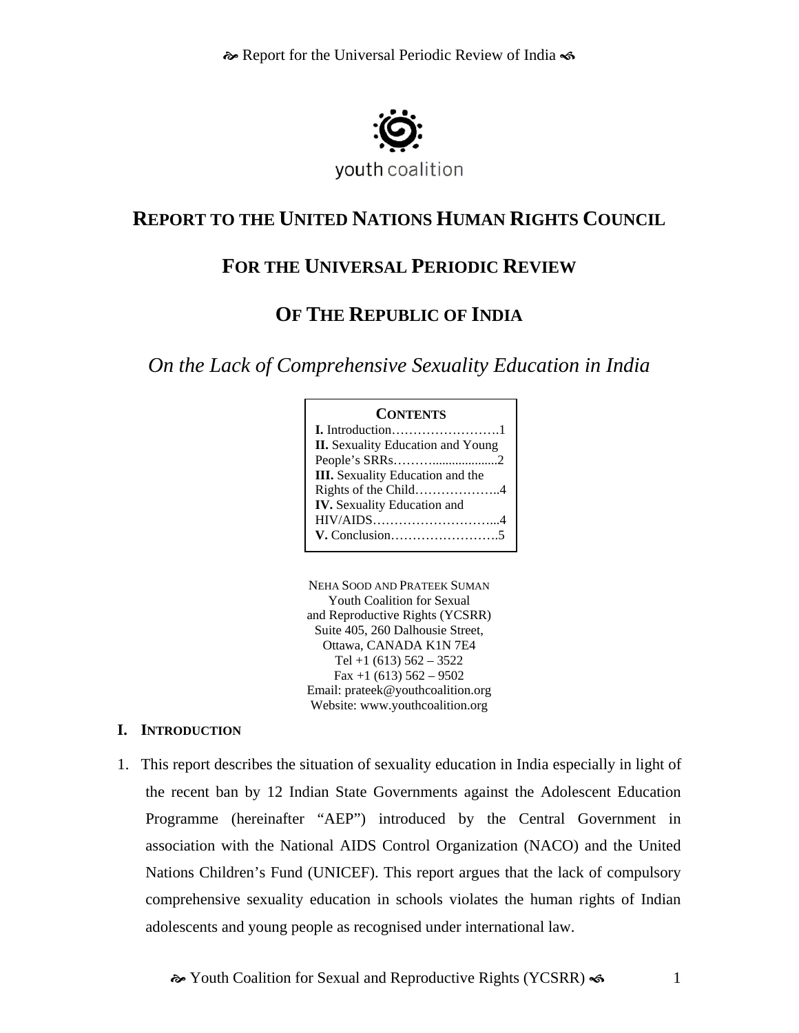youth coalition

# REPORT TO THE UNITED NATIONS HUMAN RIGHTS COUNCIL

# FOR THE UNIVERSAL PERIODIC REVIEW

# OF THE REPUBLIC OF INDIA

*On the Lack of Comprehensive Sexuality Education in India*

**CONTENTS**

**I.** Introduction……………………….1
**II.** Sexuality Education and Young People's SRRs……….....................2
**III.** Sexuality Education and the Rights of the Child………………..4
**IV.** Sexuality Education and HIV/AIDS………………………...4
**V.** Conclusion……………………..5

NEHA SOOD AND PRATEEK SUMAN
Youth Coalition for Sexual
and Reproductive Rights (YCSRR)
Suite 405, 260 Dalhousie Street,
Ottawa, CANADA K1N 7E4
Tel +1 (613) 562 – 3522
Fax +1 (613) 562 – 9502
Email: prateek@youthcoalition.org
Website: www.youthcoalition.org

## I. INTRODUCTION

1. This report describes the situation of sexuality education in India especially in light of the recent ban by 12 Indian State Governments against the Adolescent Education Programme (hereinafter "AEP") introduced by the Central Government in association with the National AIDS Control Organization (NACO) and the United Nations Children's Fund (UNICEF). This report argues that the lack of compulsory comprehensive sexuality education in schools violates the human rights of Indian adolescents and young people as recognised under international law.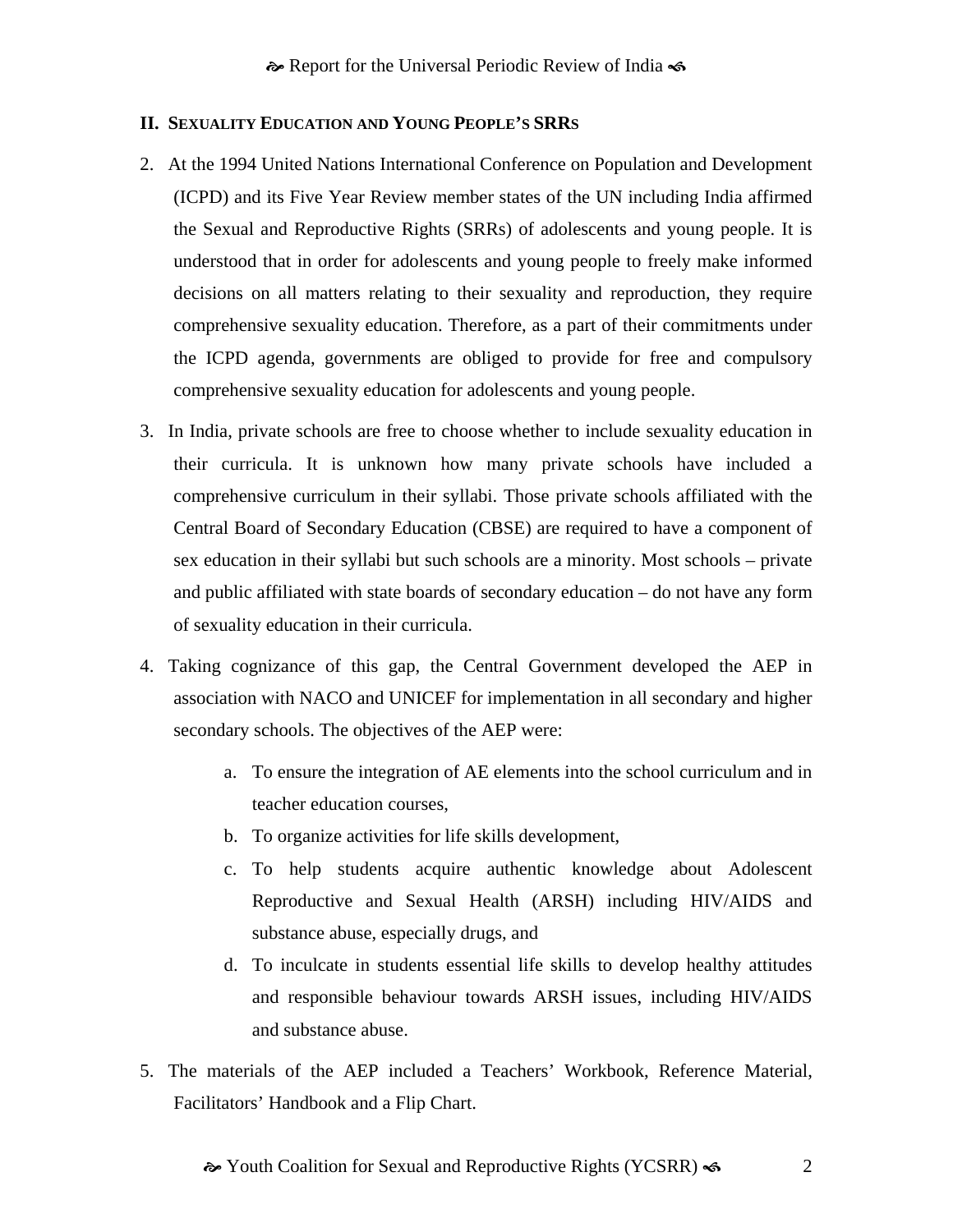## II. SEXUALITY EDUCATION AND YOUNG PEOPLE'S SRRS

2. At the 1994 United Nations International Conference on Population and Development (ICPD) and its Five Year Review member states of the UN including India affirmed the Sexual and Reproductive Rights (SRRs) of adolescents and young people. It is understood that in order for adolescents and young people to freely make informed decisions on all matters relating to their sexuality and reproduction, they require comprehensive sexuality education. Therefore, as a part of their commitments under the ICPD agenda, governments are obliged to provide for free and compulsory comprehensive sexuality education for adolescents and young people.

3. In India, private schools are free to choose whether to include sexuality education in their curricula. It is unknown how many private schools have included a comprehensive curriculum in their syllabi. Those private schools affiliated with the Central Board of Secondary Education (CBSE) are required to have a component of sex education in their syllabi but such schools are a minority. Most schools – private and public affiliated with state boards of secondary education – do not have any form of sexuality education in their curricula.

4. Taking cognizance of this gap, the Central Government developed the AEP in association with NACO and UNICEF for implementation in all secondary and higher secondary schools. The objectives of the AEP were:

    a. To ensure the integration of AE elements into the school curriculum and in teacher education courses,
    b. To organize activities for life skills development,
    c. To help students acquire authentic knowledge about Adolescent Reproductive and Sexual Health (ARSH) including HIV/AIDS and substance abuse, especially drugs, and
    d. To inculcate in students essential life skills to develop healthy attitudes and responsible behaviour towards ARSH issues, including HIV/AIDS and substance abuse.

5. The materials of the AEP included a Teachers' Workbook, Reference Material, Facilitators' Handbook and a Flip Chart.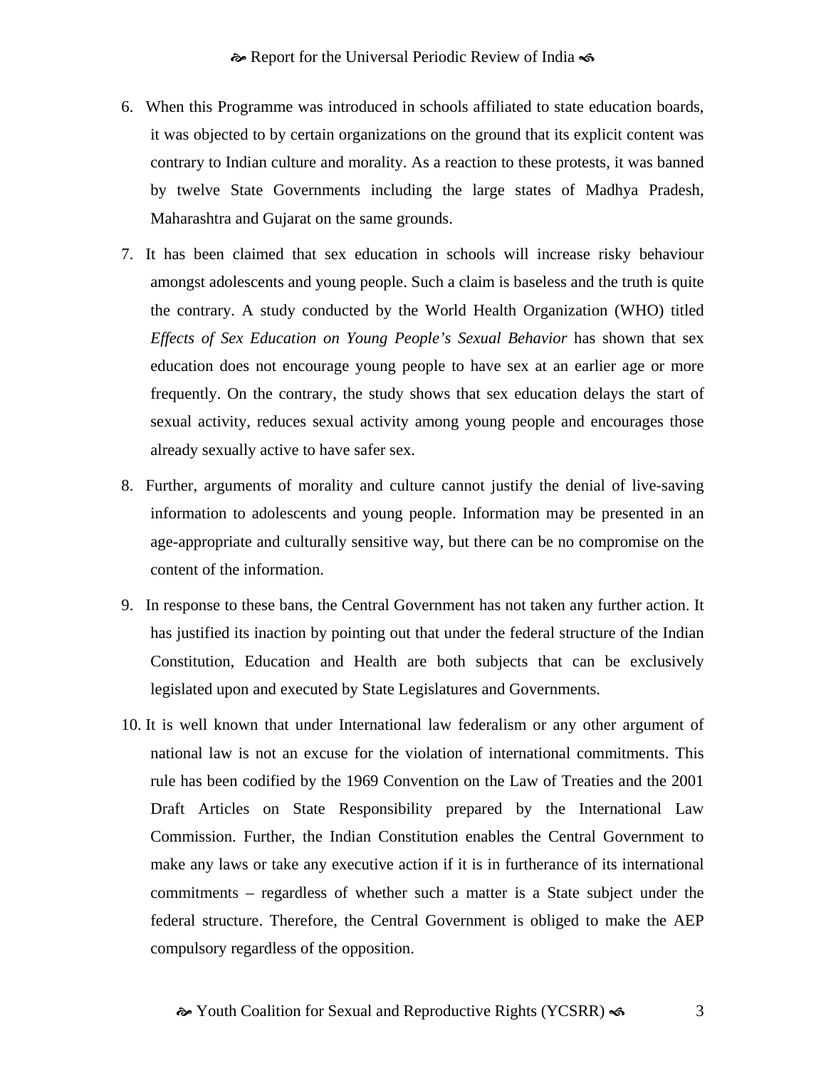6. When this Programme was introduced in schools affiliated to state education boards, it was objected to by certain organizations on the ground that its explicit content was contrary to Indian culture and morality. As a reaction to these protests, it was banned by twelve State Governments including the large states of Madhya Pradesh, Maharashtra and Gujarat on the same grounds.

7. It has been claimed that sex education in schools will increase risky behaviour amongst adolescents and young people. Such a claim is baseless and the truth is quite the contrary. A study conducted by the World Health Organization (WHO) titled *Effects of Sex Education on Young People's Sexual Behavior* has shown that sex education does not encourage young people to have sex at an earlier age or more frequently. On the contrary, the study shows that sex education delays the start of sexual activity, reduces sexual activity among young people and encourages those already sexually active to have safer sex.

8. Further, arguments of morality and culture cannot justify the denial of live-saving information to adolescents and young people. Information may be presented in an age-appropriate and culturally sensitive way, but there can be no compromise on the content of the information.

9. In response to these bans, the Central Government has not taken any further action. It has justified its inaction by pointing out that under the federal structure of the Indian Constitution, Education and Health are both subjects that can be exclusively legislated upon and executed by State Legislatures and Governments.

10. It is well known that under International law federalism or any other argument of national law is not an excuse for the violation of international commitments. This rule has been codified by the 1969 Convention on the Law of Treaties and the 2001 Draft Articles on State Responsibility prepared by the International Law Commission. Further, the Indian Constitution enables the Central Government to make any laws or take any executive action if it is in furtherance of its international commitments – regardless of whether such a matter is a State subject under the federal structure. Therefore, the Central Government is obliged to make the AEP compulsory regardless of the opposition.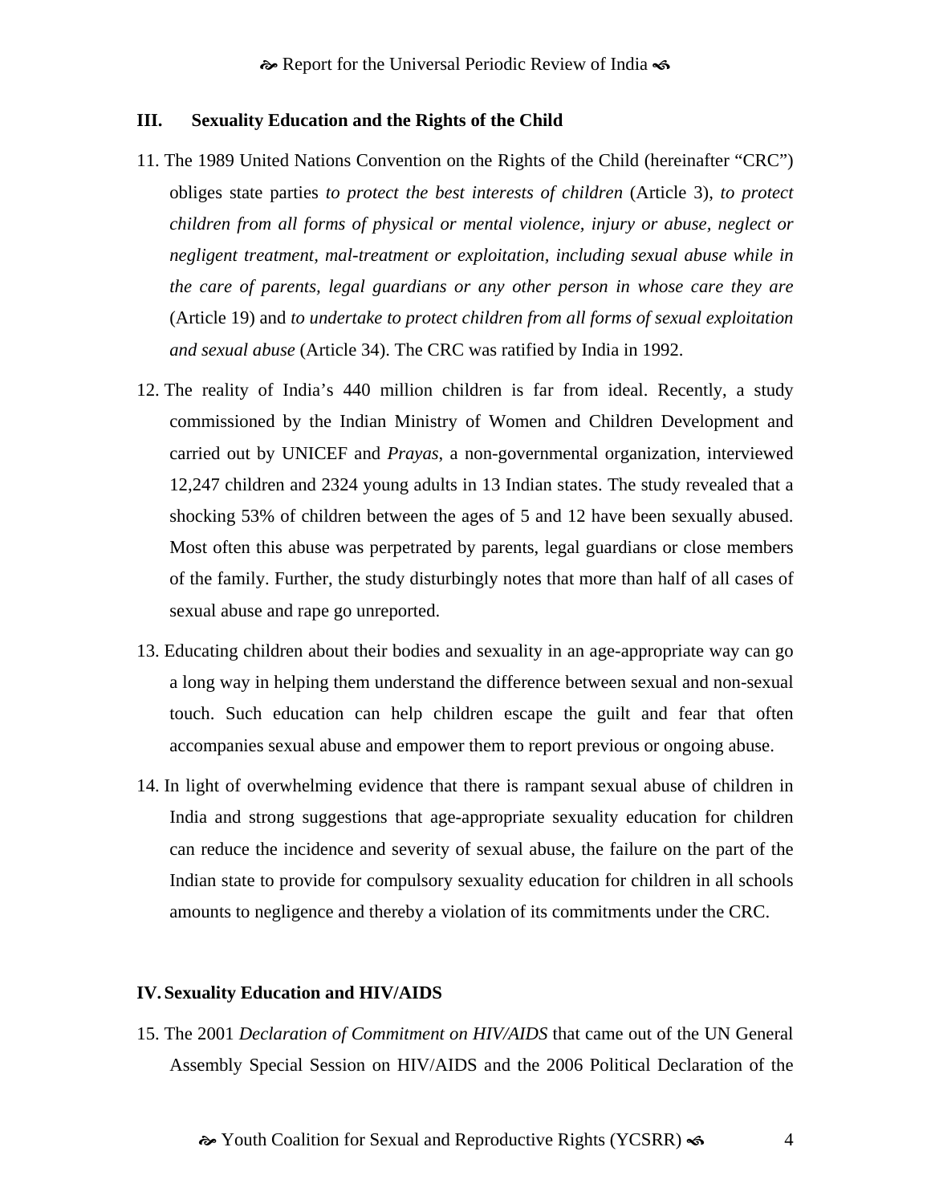## III. Sexuality Education and the Rights of the Child

11. The 1989 United Nations Convention on the Rights of the Child (hereinafter "CRC") obliges state parties *to protect the best interests of children* (Article 3), *to protect children from all forms of physical or mental violence, injury or abuse, neglect or negligent treatment, mal-treatment or exploitation, including sexual abuse while in the care of parents, legal guardians or any other person in whose care they are* (Article 19) and *to undertake to protect children from all forms of sexual exploitation and sexual abuse* (Article 34). The CRC was ratified by India in 1992.

12. The reality of India's 440 million children is far from ideal. Recently, a study commissioned by the Indian Ministry of Women and Children Development and carried out by UNICEF and *Prayas*, a non-governmental organization, interviewed 12,247 children and 2324 young adults in 13 Indian states. The study revealed that a shocking 53% of children between the ages of 5 and 12 have been sexually abused. Most often this abuse was perpetrated by parents, legal guardians or close members of the family. Further, the study disturbingly notes that more than half of all cases of sexual abuse and rape go unreported.

13. Educating children about their bodies and sexuality in an age-appropriate way can go a long way in helping them understand the difference between sexual and non-sexual touch. Such education can help children escape the guilt and fear that often accompanies sexual abuse and empower them to report previous or ongoing abuse.

14. In light of overwhelming evidence that there is rampant sexual abuse of children in India and strong suggestions that age-appropriate sexuality education for children can reduce the incidence and severity of sexual abuse, the failure on the part of the Indian state to provide for compulsory sexuality education for children in all schools amounts to negligence and thereby a violation of its commitments under the CRC.

## IV. Sexuality Education and HIV/AIDS

15. The 2001 *Declaration of Commitment on HIV/AIDS* that came out of the UN General Assembly Special Session on HIV/AIDS and the 2006 Political Declaration of the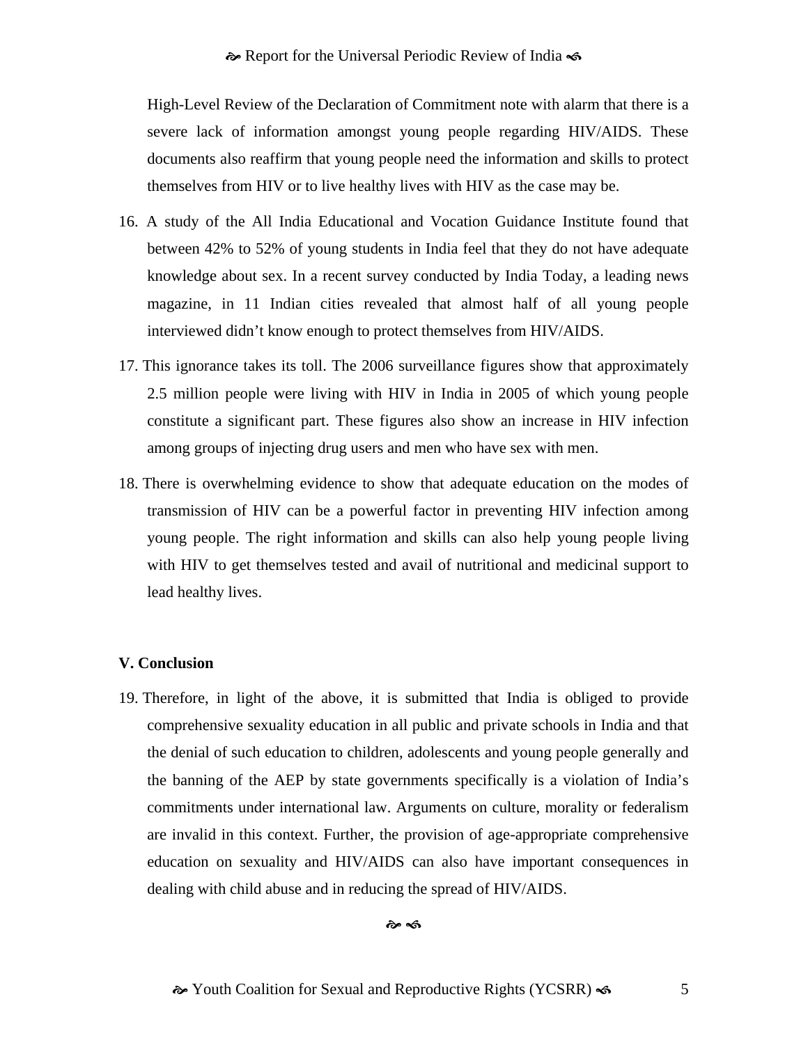High-Level Review of the Declaration of Commitment note with alarm that there is a severe lack of information amongst young people regarding HIV/AIDS. These documents also reaffirm that young people need the information and skills to protect themselves from HIV or to live healthy lives with HIV as the case may be.

16. A study of the All India Educational and Vocation Guidance Institute found that between 42% to 52% of young students in India feel that they do not have adequate knowledge about sex. In a recent survey conducted by India Today, a leading news magazine, in 11 Indian cities revealed that almost half of all young people interviewed didn't know enough to protect themselves from HIV/AIDS.

17. This ignorance takes its toll. The 2006 surveillance figures show that approximately 2.5 million people were living with HIV in India in 2005 of which young people constitute a significant part. These figures also show an increase in HIV infection among groups of injecting drug users and men who have sex with men.

18. There is overwhelming evidence to show that adequate education on the modes of transmission of HIV can be a powerful factor in preventing HIV infection among young people. The right information and skills can also help young people living with HIV to get themselves tested and avail of nutritional and medicinal support to lead healthy lives.

## V. Conclusion

19. Therefore, in light of the above, it is submitted that India is obliged to provide comprehensive sexuality education in all public and private schools in India and that the denial of such education to children, adolescents and young people generally and the banning of the AEP by state governments specifically is a violation of India's commitments under international law. Arguments on culture, morality or federalism are invalid in this context. Further, the provision of age-appropriate comprehensive education on sexuality and HIV/AIDS can also have important consequences in dealing with child abuse and in reducing the spread of HIV/AIDS.